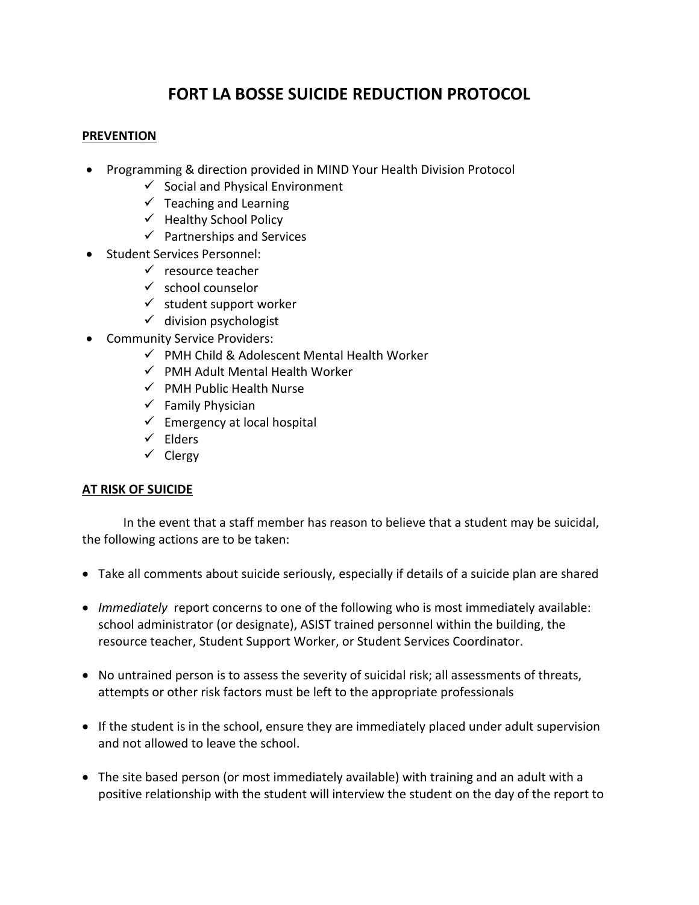# FORT LA BOSSE SUICIDE REDUCTION PROTOCOL

## PREVENTION

- Programming & direction provided in MIND Your Health Division Protocol
  - ✓ Social and Physical Environment
  - ✓ Teaching and Learning
  - ✓ Healthy School Policy
  - ✓ Partnerships and Services
- Student Services Personnel:
  - ✓ resource teacher
  - ✓ school counselor
  - ✓ student support worker
  - ✓ division psychologist
- Community Service Providers:
  - ✓ PMH Child & Adolescent Mental Health Worker
  - ✓ PMH Adult Mental Health Worker
  - ✓ PMH Public Health Nurse
  - ✓ Family Physician
  - ✓ Emergency at local hospital
  - ✓ Elders
  - ✓ Clergy

## AT RISK OF SUICIDE

In the event that a staff member has reason to believe that a student may be suicidal, the following actions are to be taken:

- Take all comments about suicide seriously, especially if details of a suicide plan are shared
- *Immediately* report concerns to one of the following who is most immediately available: school administrator (or designate), ASIST trained personnel within the building, the resource teacher, Student Support Worker, or Student Services Coordinator.
- No untrained person is to assess the severity of suicidal risk; all assessments of threats, attempts or other risk factors must be left to the appropriate professionals
- If the student is in the school, ensure they are immediately placed under adult supervision and not allowed to leave the school.
- The site based person (or most immediately available) with training and an adult with a positive relationship with the student will interview the student on the day of the report to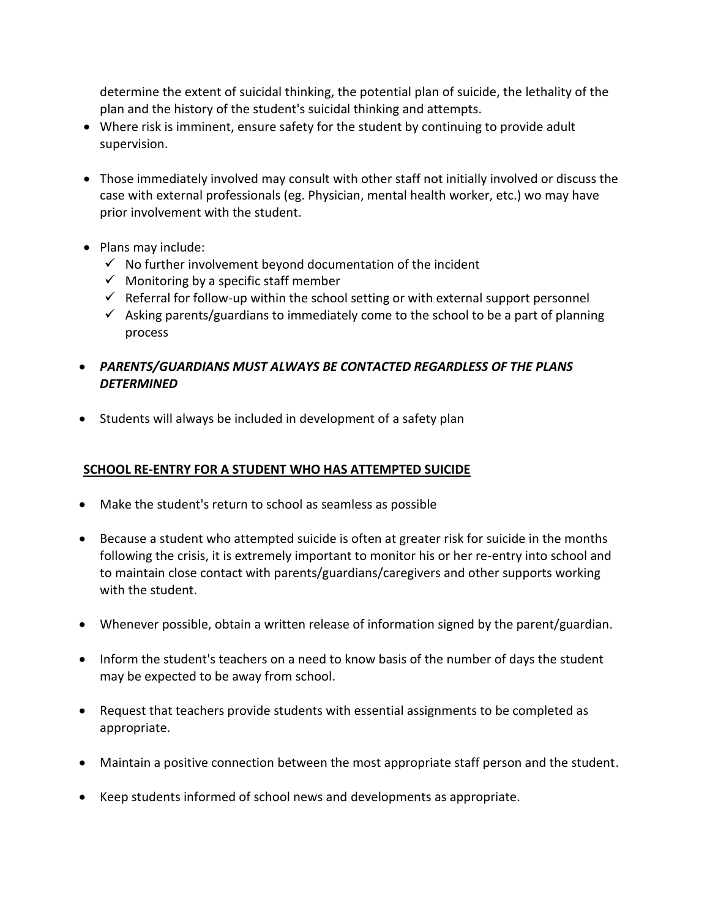determine the extent of suicidal thinking, the potential plan of suicide, the lethality of the plan and the history of the student's suicidal thinking and attempts.

- Where risk is imminent, ensure safety for the student by continuing to provide adult supervision.

- Those immediately involved may consult with other staff not initially involved or discuss the case with external professionals (eg. Physician, mental health worker, etc.) wo may have prior involvement with the student.

- Plans may include:
  - ✓ No further involvement beyond documentation of the incident
  - ✓ Monitoring by a specific staff member
  - ✓ Referral for follow-up within the school setting or with external support personnel
  - ✓ Asking parents/guardians to immediately come to the school to be a part of planning process

- ***PARENTS/GUARDIANS MUST ALWAYS BE CONTACTED REGARDLESS OF THE PLANS DETERMINED***

- Students will always be included in development of a safety plan

**<u>SCHOOL RE-ENTRY FOR A STUDENT WHO HAS ATTEMPTED SUICIDE</u>**

- Make the student's return to school as seamless as possible

- Because a student who attempted suicide is often at greater risk for suicide in the months following the crisis, it is extremely important to monitor his or her re-entry into school and to maintain close contact with parents/guardians/caregivers and other supports working with the student.

- Whenever possible, obtain a written release of information signed by the parent/guardian.

- Inform the student's teachers on a need to know basis of the number of days the student may be expected to be away from school.

- Request that teachers provide students with essential assignments to be completed as appropriate.

- Maintain a positive connection between the most appropriate staff person and the student.

- Keep students informed of school news and developments as appropriate.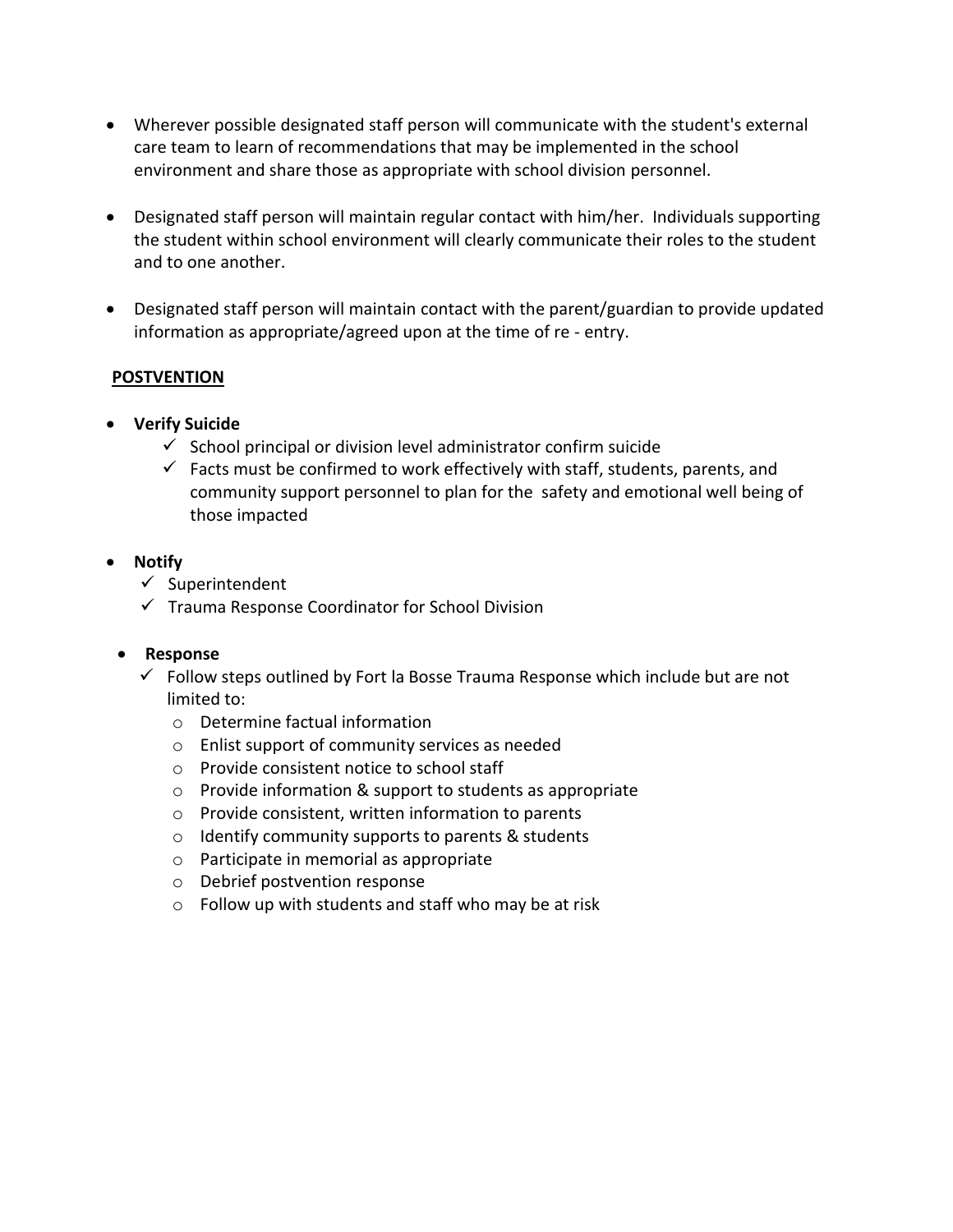- Wherever possible designated staff person will communicate with the student's external care team to learn of recommendations that may be implemented in the school environment and share those as appropriate with school division personnel.

- Designated staff person will maintain regular contact with him/her. Individuals supporting the student within school environment will clearly communicate their roles to the student and to one another.

- Designated staff person will maintain contact with the parent/guardian to provide updated information as appropriate/agreed upon at the time of re - entry.

**POSTVENTION**

- **Verify Suicide**
  - ✓ School principal or division level administrator confirm suicide
  - ✓ Facts must be confirmed to work effectively with staff, students, parents, and community support personnel to plan for the safety and emotional well being of those impacted

- **Notify**
  - ✓ Superintendent
  - ✓ Trauma Response Coordinator for School Division

- **Response**
  - ✓ Follow steps outlined by Fort la Bosse Trauma Response which include but are not limited to:
    - Determine factual information
    - Enlist support of community services as needed
    - Provide consistent notice to school staff
    - Provide information & support to students as appropriate
    - Provide consistent, written information to parents
    - Identify community supports to parents & students
    - Participate in memorial as appropriate
    - Debrief postvention response
    - Follow up with students and staff who may be at risk